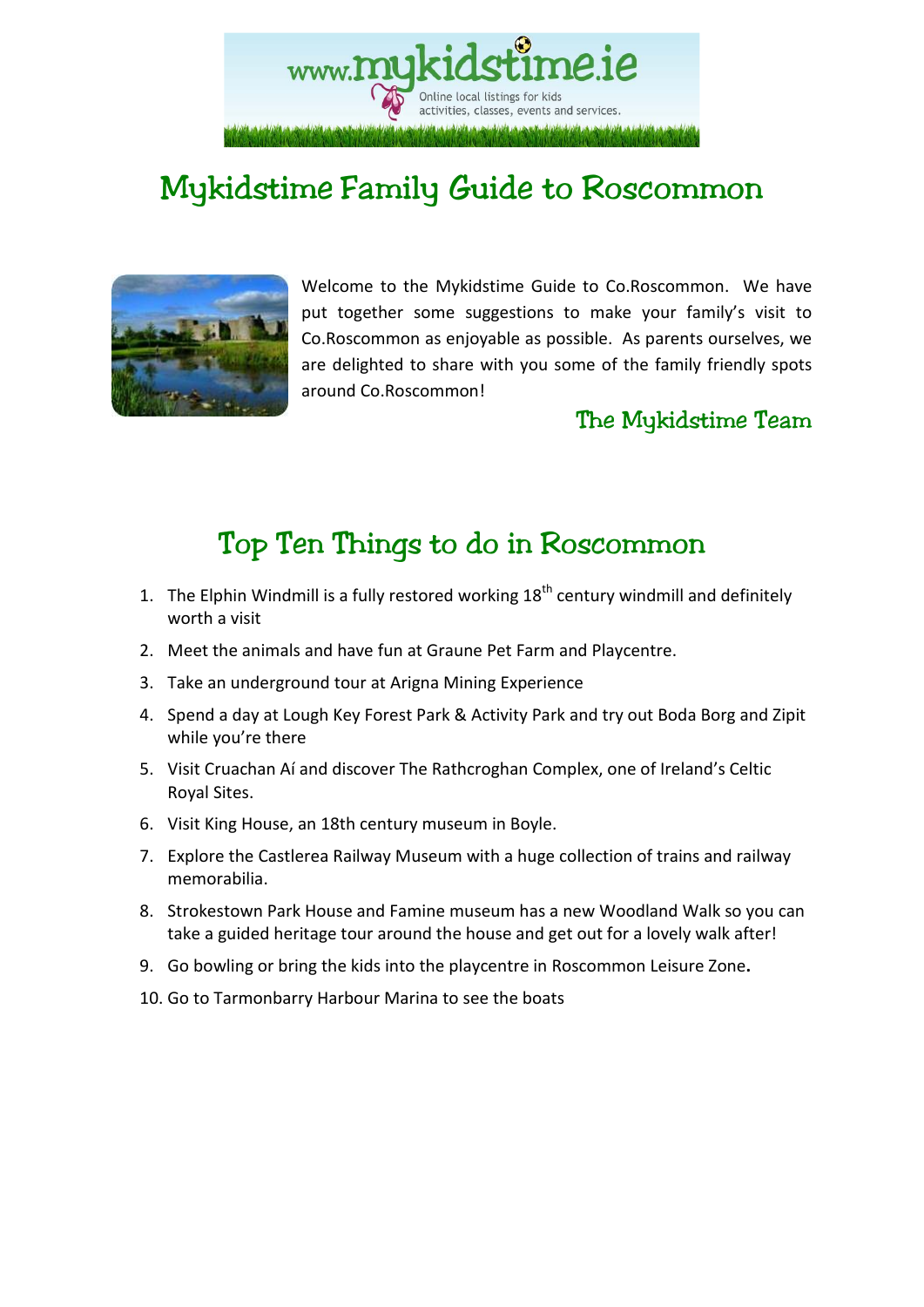# Mykidstime Family Guide to Roscommon

Welcome to the Mykidstime Guide to Co.Roscommon. We have put together some suggestions to make your family's visit to Co.Roscommon as enjoyable as possible. As parents ourselves, we are delighted to share with you some of the family friendly spots around Co.Roscommon!

The Mykidstime Team

## Top Ten Things to do in Roscommon

1. The Elphin Windmill is a fully restored working 18th century windmill and definitely worth a visit
2. Meet the animals and have fun at Graune Pet Farm and Playcentre.
3. Take an underground tour at Arigna Mining Experience
4. Spend a day at Lough Key Forest Park & Activity Park and try out Boda Borg and Zipit while you're there
5. Visit Cruachan Aí and discover The Rathcroghan Complex, one of Ireland's Celtic Royal Sites.
6. Visit King House, an 18th century museum in Boyle.
7. Explore the Castlerea Railway Museum with a huge collection of trains and railway memorabilia.
8. Strokestown Park House and Famine museum has a new Woodland Walk so you can take a guided heritage tour around the house and get out for a lovely walk after!
9. Go bowling or bring the kids into the playcentre in Roscommon Leisure Zone.
10. Go to Tarmonbarry Harbour Marina to see the boats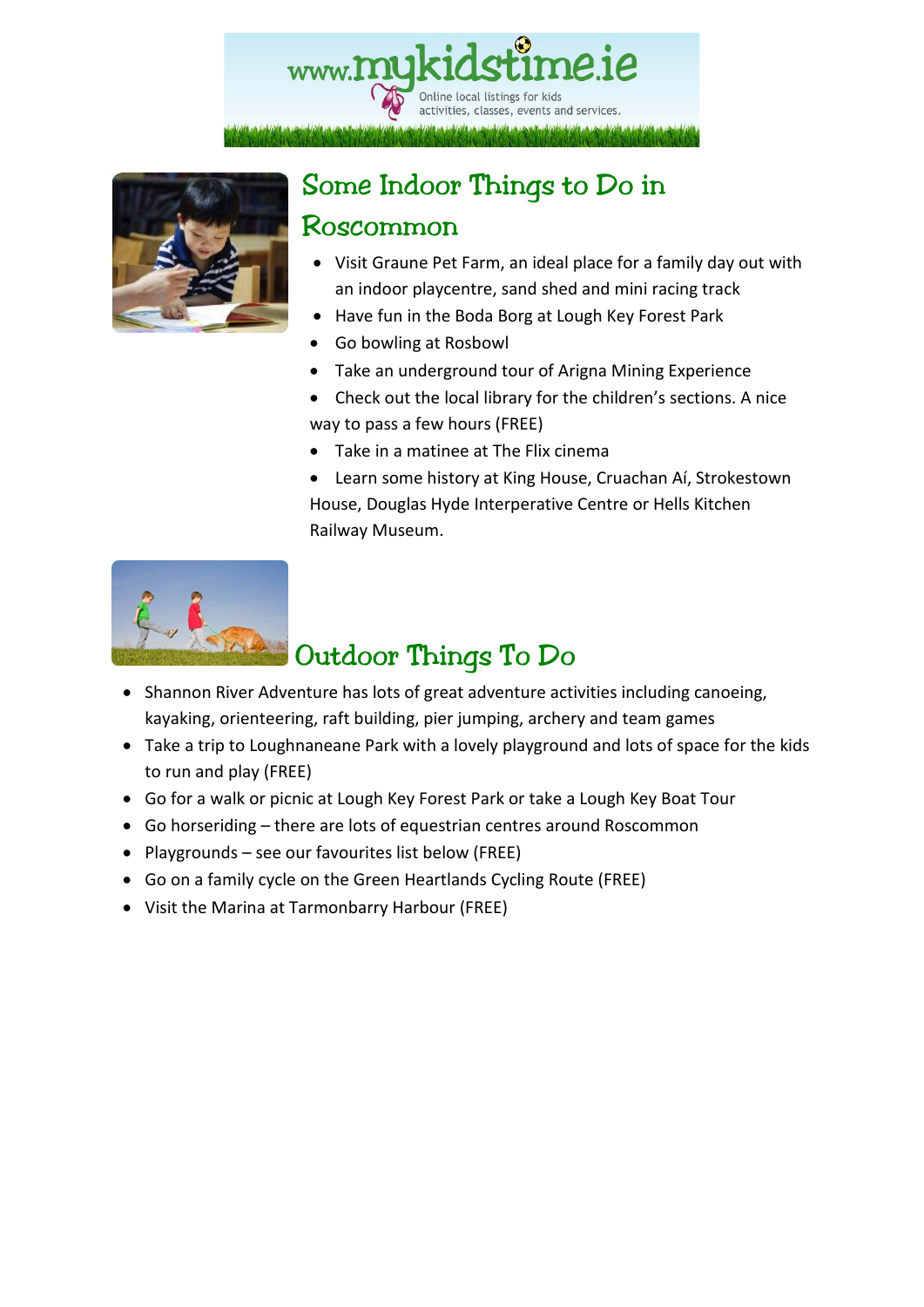## Some Indoor Things to Do in Roscommon

- Visit Graune Pet Farm, an ideal place for a family day out with an indoor playcentre, sand shed and mini racing track
- Have fun in the Boda Borg at Lough Key Forest Park
- Go bowling at Rosbowl
- Take an underground tour of Arigna Mining Experience
- Check out the local library for the children's sections. A nice way to pass a few hours (FREE)
- Take in a matinee at The Flix cinema
- Learn some history at King House, Cruachan Aí, Strokestown House, Douglas Hyde Interperative Centre or Hells Kitchen Railway Museum.

## Outdoor Things To Do

- Shannon River Adventure has lots of great adventure activities including canoeing, kayaking, orienteering, raft building, pier jumping, archery and team games
- Take a trip to Loughnaneane Park with a lovely playground and lots of space for the kids to run and play (FREE)
- Go for a walk or picnic at Lough Key Forest Park or take a Lough Key Boat Tour
- Go horseriding – there are lots of equestrian centres around Roscommon
- Playgrounds – see our favourites list below (FREE)
- Go on a family cycle on the Green Heartlands Cycling Route (FREE)
- Visit the Marina at Tarmonbarry Harbour (FREE)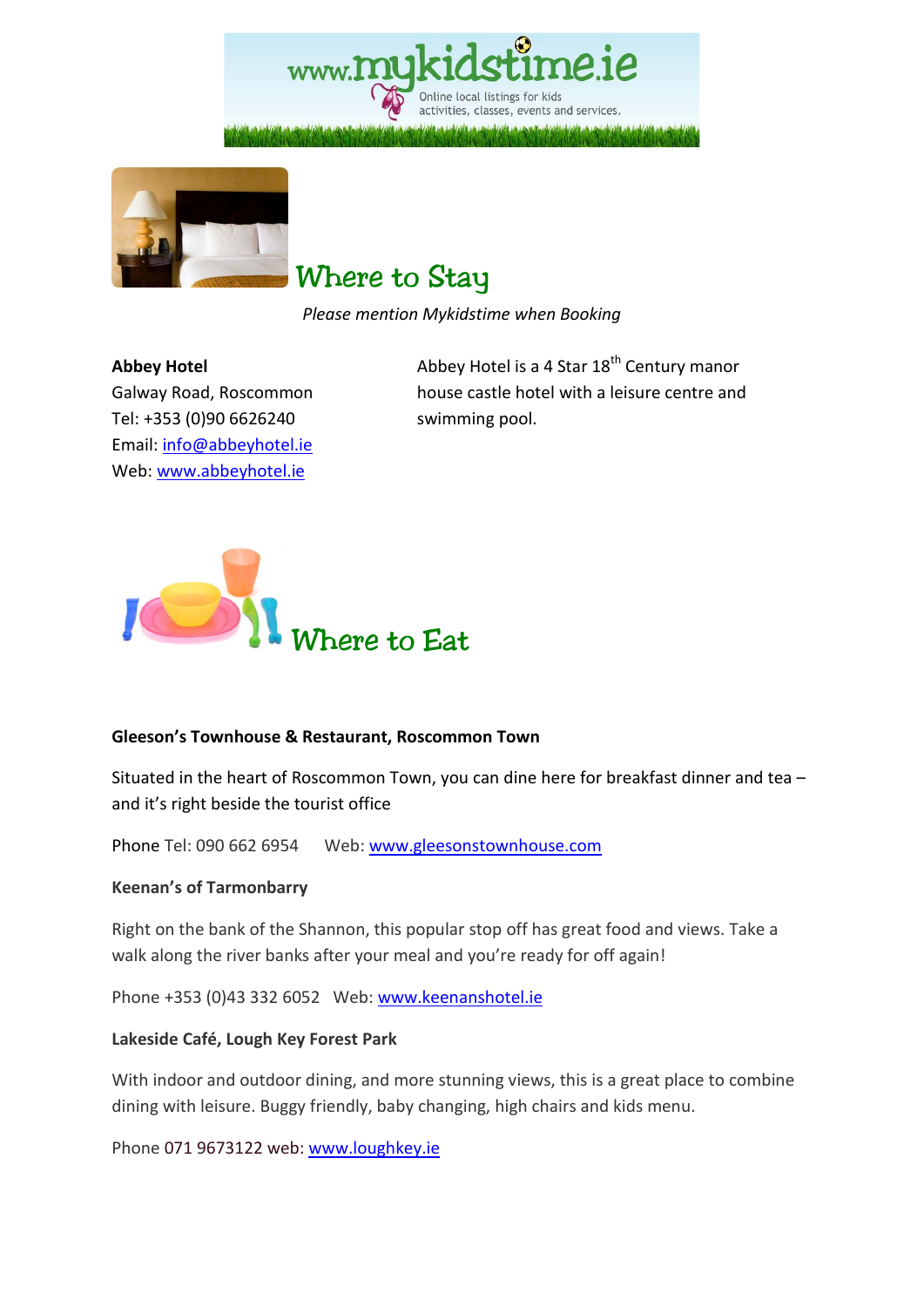## Where to Stay

*Please mention Mykidstime when Booking*

**Abbey Hotel**
Galway Road, Roscommon
Tel: +353 (0)90 6626240
Email: info@abbeyhotel.ie
Web: www.abbeyhotel.ie

Abbey Hotel is a 4 Star 18th Century manor house castle hotel with a leisure centre and swimming pool.

## Where to Eat

**Gleeson's Townhouse & Restaurant, Roscommon Town**

Situated in the heart of Roscommon Town, you can dine here for breakfast dinner and tea – and it's right beside the tourist office

Phone Tel: 090 662 6954  Web: www.gleesonstownhouse.com

**Keenan's of Tarmonbarry**

Right on the bank of the Shannon, this popular stop off has great food and views. Take a walk along the river banks after your meal and you're ready for off again!

Phone +353 (0)43 332 6052  Web: www.keenanshotel.ie

**Lakeside Café, Lough Key Forest Park**

With indoor and outdoor dining, and more stunning views, this is a great place to combine dining with leisure. Buggy friendly, baby changing, high chairs and kids menu.

Phone 071 9673122 web: www.loughkey.ie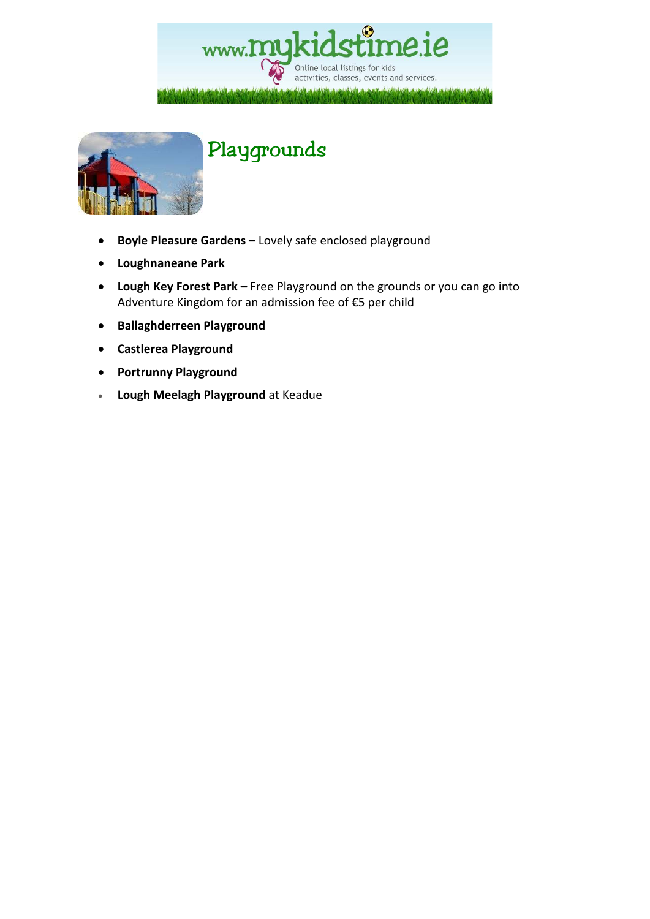# Playgrounds

- **Boyle Pleasure Gardens –** Lovely safe enclosed playground
- **Loughnaneane Park**
- **Lough Key Forest Park –** Free Playground on the grounds or you can go into Adventure Kingdom for an admission fee of €5 per child
- **Ballaghderreen Playground**
- **Castlerea Playground**
- **Portrunny Playground**
- **Lough Meelagh Playground** at Keadue